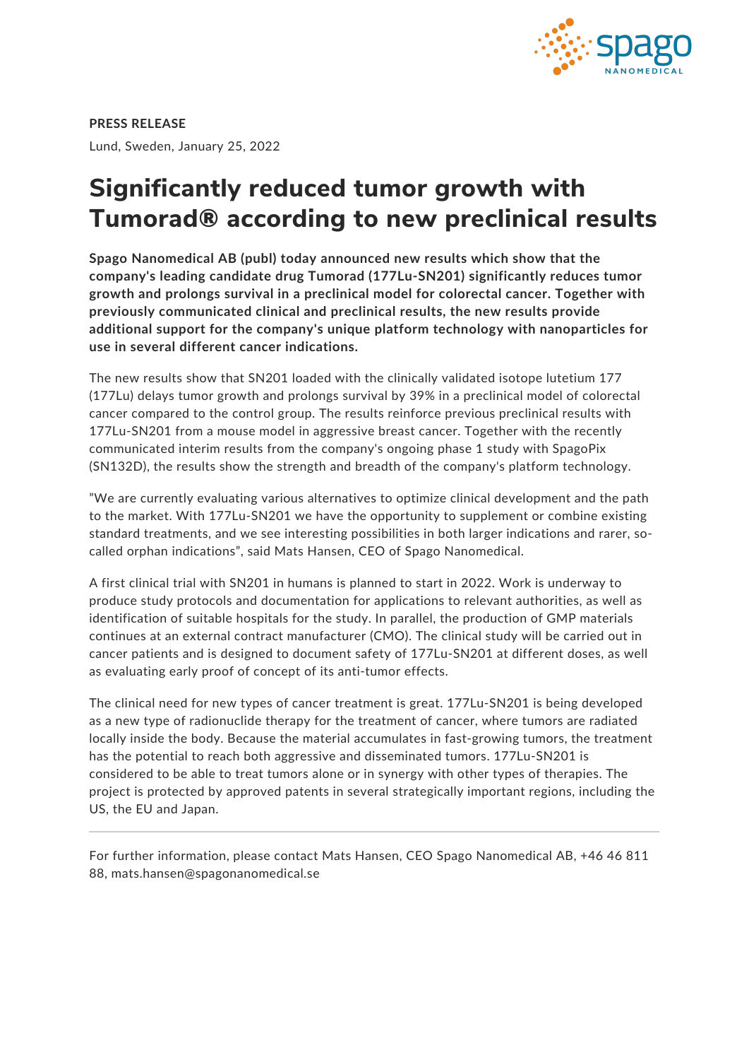**PRESS RELEASE**

Lund, Sweden, January 25, 2022

# Significantly reduced tumor growth with Tumorad® according to new preclinical results

**Spago Nanomedical AB (publ) today announced new results which show that the company's leading candidate drug Tumorad (177Lu-SN201) significantly reduces tumor growth and prolongs survival in a preclinical model for colorectal cancer. Together with previously communicated clinical and preclinical results, the new results provide additional support for the company's unique platform technology with nanoparticles for use in several different cancer indications.**

The new results show that SN201 loaded with the clinically validated isotope lutetium 177 (177Lu) delays tumor growth and prolongs survival by 39% in a preclinical model of colorectal cancer compared to the control group. The results reinforce previous preclinical results with 177Lu-SN201 from a mouse model in aggressive breast cancer. Together with the recently communicated interim results from the company's ongoing phase 1 study with SpagoPix (SN132D), the results show the strength and breadth of the company's platform technology.

”We are currently evaluating various alternatives to optimize clinical development and the path to the market. With 177Lu-SN201 we have the opportunity to supplement or combine existing standard treatments, and we see interesting possibilities in both larger indications and rarer, so-called orphan indications”, said Mats Hansen, CEO of Spago Nanomedical.

A first clinical trial with SN201 in humans is planned to start in 2022. Work is underway to produce study protocols and documentation for applications to relevant authorities, as well as identification of suitable hospitals for the study. In parallel, the production of GMP materials continues at an external contract manufacturer (CMO). The clinical study will be carried out in cancer patients and is designed to document safety of 177Lu-SN201 at different doses, as well as evaluating early proof of concept of its anti-tumor effects.

The clinical need for new types of cancer treatment is great. 177Lu-SN201 is being developed as a new type of radionuclide therapy for the treatment of cancer, where tumors are radiated locally inside the body. Because the material accumulates in fast-growing tumors, the treatment has the potential to reach both aggressive and disseminated tumors. 177Lu-SN201 is considered to be able to treat tumors alone or in synergy with other types of therapies. The project is protected by approved patents in several strategically important regions, including the US, the EU and Japan.

---

For further information, please contact Mats Hansen, CEO Spago Nanomedical AB, +46 46 811 88, mats.hansen@spagonanomedical.se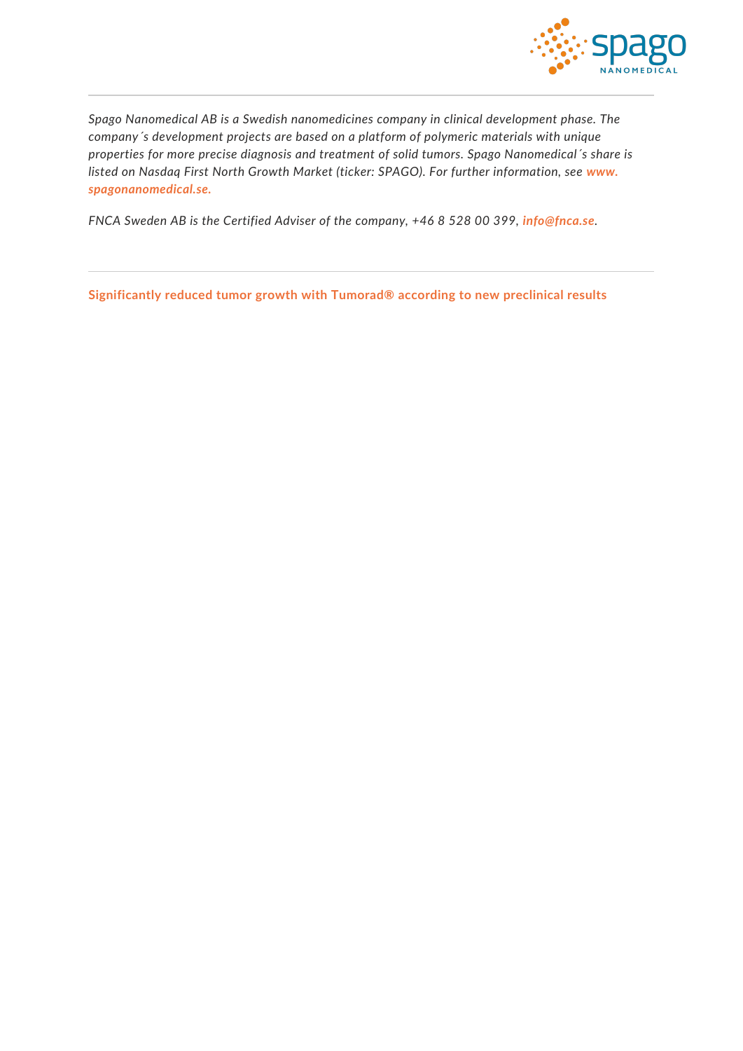*Spago Nanomedical AB is a Swedish nanomedicines company in clinical development phase. The company´s development projects are based on a platform of polymeric materials with unique properties for more precise diagnosis and treatment of solid tumors. Spago Nanomedical´s share is listed on Nasdaq First North Growth Market (ticker: SPAGO). For further information, see **www.spagonanomedical.se.***

*FNCA Sweden AB is the Certified Adviser of the company, +46 8 528 00 399, **info@fnca.se**.*

---

**Significantly reduced tumor growth with Tumorad® according to new preclinical results**